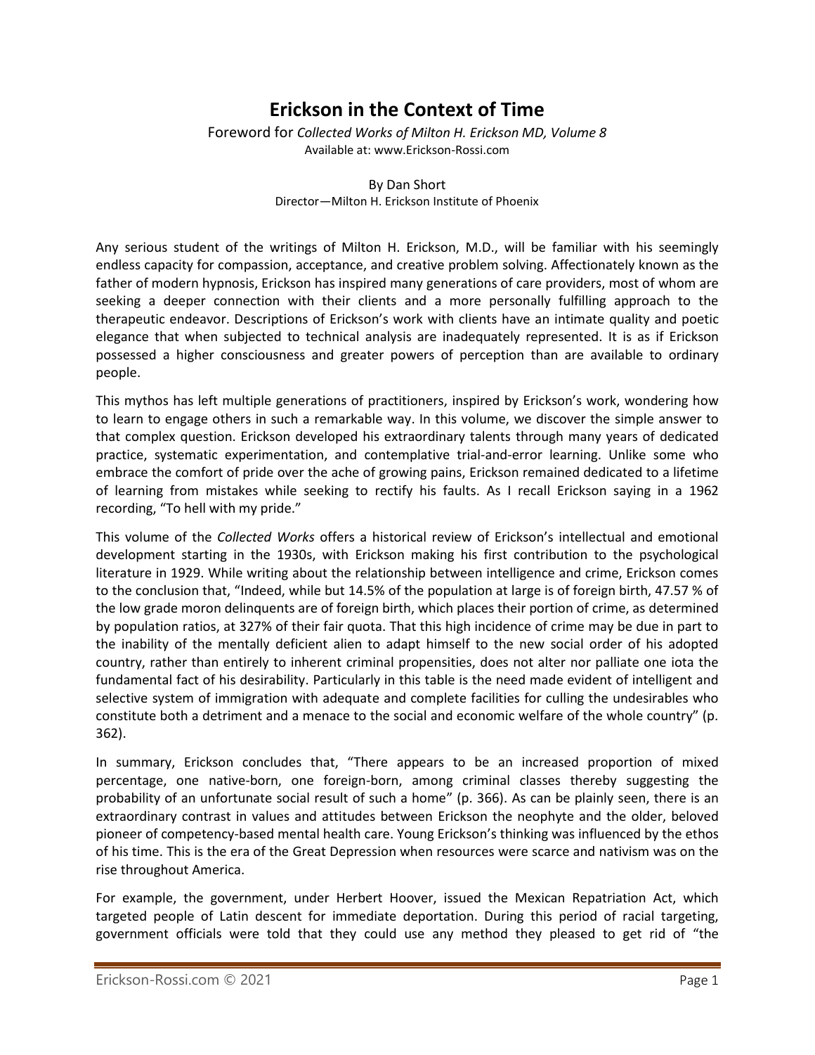# Erickson in the Context of Time

Foreword for *Collected Works of Milton H. Erickson MD, Volume 8*
Available at: www.Erickson-Rossi.com

By Dan Short
Director—Milton H. Erickson Institute of Phoenix

Any serious student of the writings of Milton H. Erickson, M.D., will be familiar with his seemingly endless capacity for compassion, acceptance, and creative problem solving. Affectionately known as the father of modern hypnosis, Erickson has inspired many generations of care providers, most of whom are seeking a deeper connection with their clients and a more personally fulfilling approach to the therapeutic endeavor. Descriptions of Erickson's work with clients have an intimate quality and poetic elegance that when subjected to technical analysis are inadequately represented. It is as if Erickson possessed a higher consciousness and greater powers of perception than are available to ordinary people.

This mythos has left multiple generations of practitioners, inspired by Erickson's work, wondering how to learn to engage others in such a remarkable way. In this volume, we discover the simple answer to that complex question. Erickson developed his extraordinary talents through many years of dedicated practice, systematic experimentation, and contemplative trial-and-error learning. Unlike some who embrace the comfort of pride over the ache of growing pains, Erickson remained dedicated to a lifetime of learning from mistakes while seeking to rectify his faults. As I recall Erickson saying in a 1962 recording, "To hell with my pride."

This volume of the *Collected Works* offers a historical review of Erickson's intellectual and emotional development starting in the 1930s, with Erickson making his first contribution to the psychological literature in 1929. While writing about the relationship between intelligence and crime, Erickson comes to the conclusion that, "Indeed, while but 14.5% of the population at large is of foreign birth, 47.57 % of the low grade moron delinquents are of foreign birth, which places their portion of crime, as determined by population ratios, at 327% of their fair quota. That this high incidence of crime may be due in part to the inability of the mentally deficient alien to adapt himself to the new social order of his adopted country, rather than entirely to inherent criminal propensities, does not alter nor palliate one iota the fundamental fact of his desirability. Particularly in this table is the need made evident of intelligent and selective system of immigration with adequate and complete facilities for culling the undesirables who constitute both a detriment and a menace to the social and economic welfare of the whole country" (p. 362).

In summary, Erickson concludes that, "There appears to be an increased proportion of mixed percentage, one native-born, one foreign-born, among criminal classes thereby suggesting the probability of an unfortunate social result of such a home" (p. 366). As can be plainly seen, there is an extraordinary contrast in values and attitudes between Erickson the neophyte and the older, beloved pioneer of competency-based mental health care. Young Erickson's thinking was influenced by the ethos of his time. This is the era of the Great Depression when resources were scarce and nativism was on the rise throughout America.

For example, the government, under Herbert Hoover, issued the Mexican Repatriation Act, which targeted people of Latin descent for immediate deportation. During this period of racial targeting, government officials were told that they could use any method they pleased to get rid of "the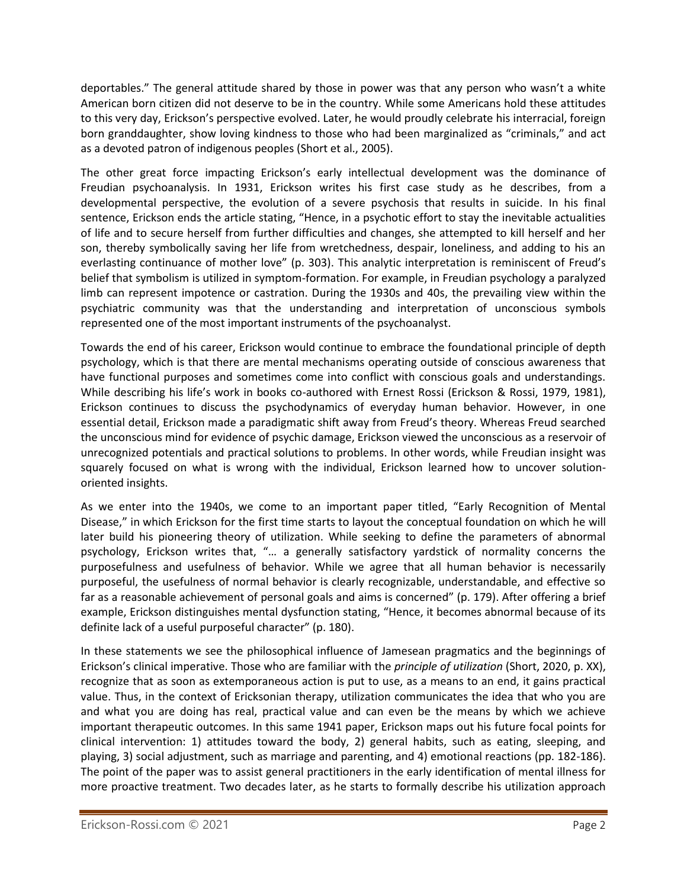deportables." The general attitude shared by those in power was that any person who wasn't a white American born citizen did not deserve to be in the country. While some Americans hold these attitudes to this very day, Erickson's perspective evolved. Later, he would proudly celebrate his interracial, foreign born granddaughter, show loving kindness to those who had been marginalized as "criminals," and act as a devoted patron of indigenous peoples (Short et al., 2005).

The other great force impacting Erickson's early intellectual development was the dominance of Freudian psychoanalysis. In 1931, Erickson writes his first case study as he describes, from a developmental perspective, the evolution of a severe psychosis that results in suicide. In his final sentence, Erickson ends the article stating, "Hence, in a psychotic effort to stay the inevitable actualities of life and to secure herself from further difficulties and changes, she attempted to kill herself and her son, thereby symbolically saving her life from wretchedness, despair, loneliness, and adding to his an everlasting continuance of mother love" (p. 303). This analytic interpretation is reminiscent of Freud's belief that symbolism is utilized in symptom-formation. For example, in Freudian psychology a paralyzed limb can represent impotence or castration. During the 1930s and 40s, the prevailing view within the psychiatric community was that the understanding and interpretation of unconscious symbols represented one of the most important instruments of the psychoanalyst.

Towards the end of his career, Erickson would continue to embrace the foundational principle of depth psychology, which is that there are mental mechanisms operating outside of conscious awareness that have functional purposes and sometimes come into conflict with conscious goals and understandings. While describing his life's work in books co-authored with Ernest Rossi (Erickson & Rossi, 1979, 1981), Erickson continues to discuss the psychodynamics of everyday human behavior. However, in one essential detail, Erickson made a paradigmatic shift away from Freud's theory. Whereas Freud searched the unconscious mind for evidence of psychic damage, Erickson viewed the unconscious as a reservoir of unrecognized potentials and practical solutions to problems. In other words, while Freudian insight was squarely focused on what is wrong with the individual, Erickson learned how to uncover solution-oriented insights.

As we enter into the 1940s, we come to an important paper titled, "Early Recognition of Mental Disease," in which Erickson for the first time starts to layout the conceptual foundation on which he will later build his pioneering theory of utilization. While seeking to define the parameters of abnormal psychology, Erickson writes that, "… a generally satisfactory yardstick of normality concerns the purposefulness and usefulness of behavior. While we agree that all human behavior is necessarily purposeful, the usefulness of normal behavior is clearly recognizable, understandable, and effective so far as a reasonable achievement of personal goals and aims is concerned" (p. 179). After offering a brief example, Erickson distinguishes mental dysfunction stating, "Hence, it becomes abnormal because of its definite lack of a useful purposeful character" (p. 180).

In these statements we see the philosophical influence of Jamesean pragmatics and the beginnings of Erickson's clinical imperative. Those who are familiar with the *principle of utilization* (Short, 2020, p. XX), recognize that as soon as extemporaneous action is put to use, as a means to an end, it gains practical value. Thus, in the context of Ericksonian therapy, utilization communicates the idea that who you are and what you are doing has real, practical value and can even be the means by which we achieve important therapeutic outcomes. In this same 1941 paper, Erickson maps out his future focal points for clinical intervention: 1) attitudes toward the body, 2) general habits, such as eating, sleeping, and playing, 3) social adjustment, such as marriage and parenting, and 4) emotional reactions (pp. 182-186). The point of the paper was to assist general practitioners in the early identification of mental illness for more proactive treatment. Two decades later, as he starts to formally describe his utilization approach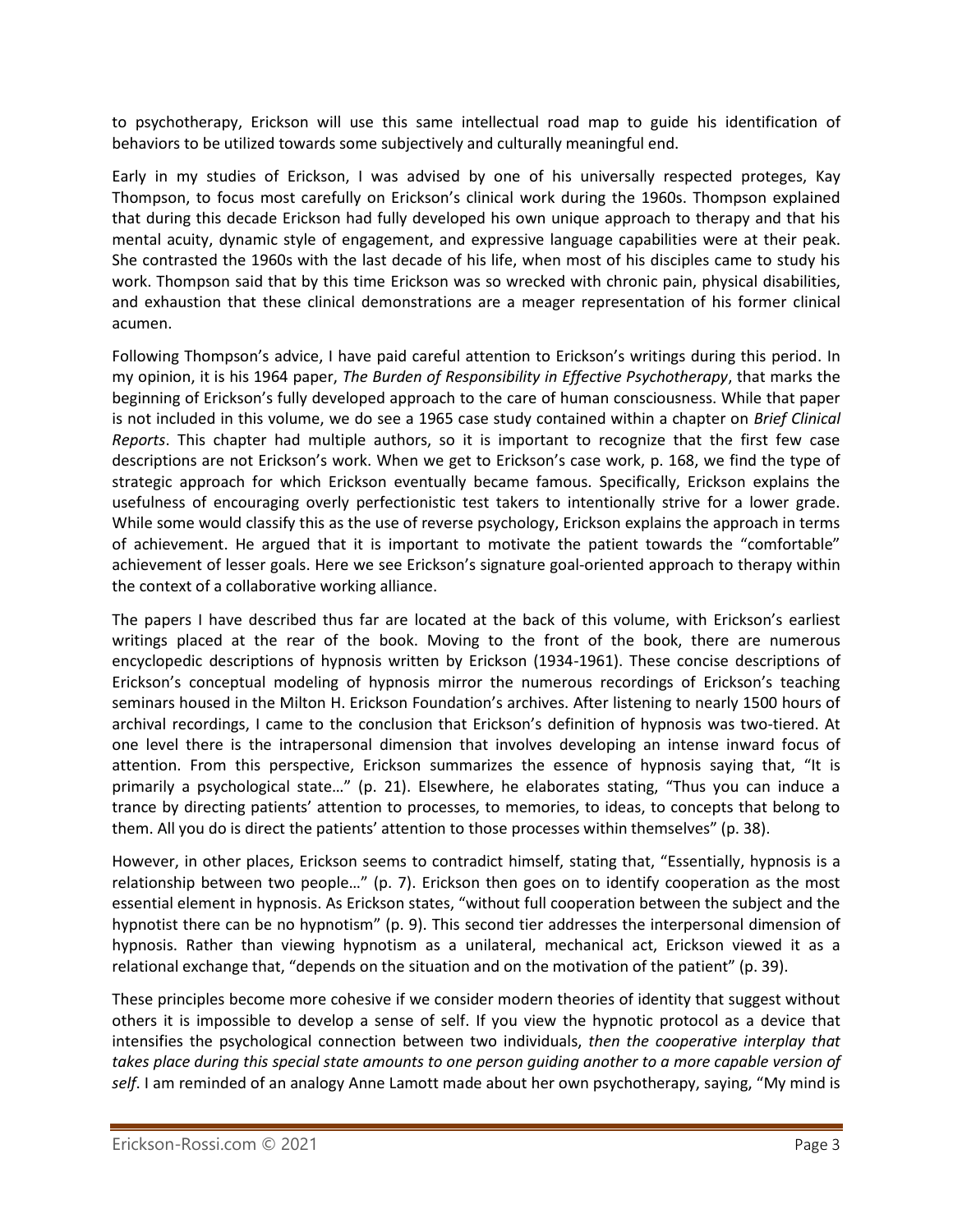to psychotherapy, Erickson will use this same intellectual road map to guide his identification of behaviors to be utilized towards some subjectively and culturally meaningful end.

Early in my studies of Erickson, I was advised by one of his universally respected proteges, Kay Thompson, to focus most carefully on Erickson's clinical work during the 1960s. Thompson explained that during this decade Erickson had fully developed his own unique approach to therapy and that his mental acuity, dynamic style of engagement, and expressive language capabilities were at their peak. She contrasted the 1960s with the last decade of his life, when most of his disciples came to study his work. Thompson said that by this time Erickson was so wrecked with chronic pain, physical disabilities, and exhaustion that these clinical demonstrations are a meager representation of his former clinical acumen.

Following Thompson's advice, I have paid careful attention to Erickson's writings during this period. In my opinion, it is his 1964 paper, *The Burden of Responsibility in Effective Psychotherapy*, that marks the beginning of Erickson's fully developed approach to the care of human consciousness. While that paper is not included in this volume, we do see a 1965 case study contained within a chapter on *Brief Clinical Reports*. This chapter had multiple authors, so it is important to recognize that the first few case descriptions are not Erickson's work. When we get to Erickson's case work, p. 168, we find the type of strategic approach for which Erickson eventually became famous. Specifically, Erickson explains the usefulness of encouraging overly perfectionistic test takers to intentionally strive for a lower grade. While some would classify this as the use of reverse psychology, Erickson explains the approach in terms of achievement. He argued that it is important to motivate the patient towards the "comfortable" achievement of lesser goals. Here we see Erickson's signature goal-oriented approach to therapy within the context of a collaborative working alliance.

The papers I have described thus far are located at the back of this volume, with Erickson's earliest writings placed at the rear of the book. Moving to the front of the book, there are numerous encyclopedic descriptions of hypnosis written by Erickson (1934-1961). These concise descriptions of Erickson's conceptual modeling of hypnosis mirror the numerous recordings of Erickson's teaching seminars housed in the Milton H. Erickson Foundation's archives. After listening to nearly 1500 hours of archival recordings, I came to the conclusion that Erickson's definition of hypnosis was two-tiered. At one level there is the intrapersonal dimension that involves developing an intense inward focus of attention. From this perspective, Erickson summarizes the essence of hypnosis saying that, "It is primarily a psychological state…" (p. 21). Elsewhere, he elaborates stating, "Thus you can induce a trance by directing patients' attention to processes, to memories, to ideas, to concepts that belong to them. All you do is direct the patients' attention to those processes within themselves" (p. 38).

However, in other places, Erickson seems to contradict himself, stating that, "Essentially, hypnosis is a relationship between two people…" (p. 7). Erickson then goes on to identify cooperation as the most essential element in hypnosis. As Erickson states, "without full cooperation between the subject and the hypnotist there can be no hypnotism" (p. 9). This second tier addresses the interpersonal dimension of hypnosis. Rather than viewing hypnotism as a unilateral, mechanical act, Erickson viewed it as a relational exchange that, "depends on the situation and on the motivation of the patient" (p. 39).

These principles become more cohesive if we consider modern theories of identity that suggest without others it is impossible to develop a sense of self. If you view the hypnotic protocol as a device that intensifies the psychological connection between two individuals, *then the cooperative interplay that takes place during this special state amounts to one person guiding another to a more capable version of self*. I am reminded of an analogy Anne Lamott made about her own psychotherapy, saying, "My mind is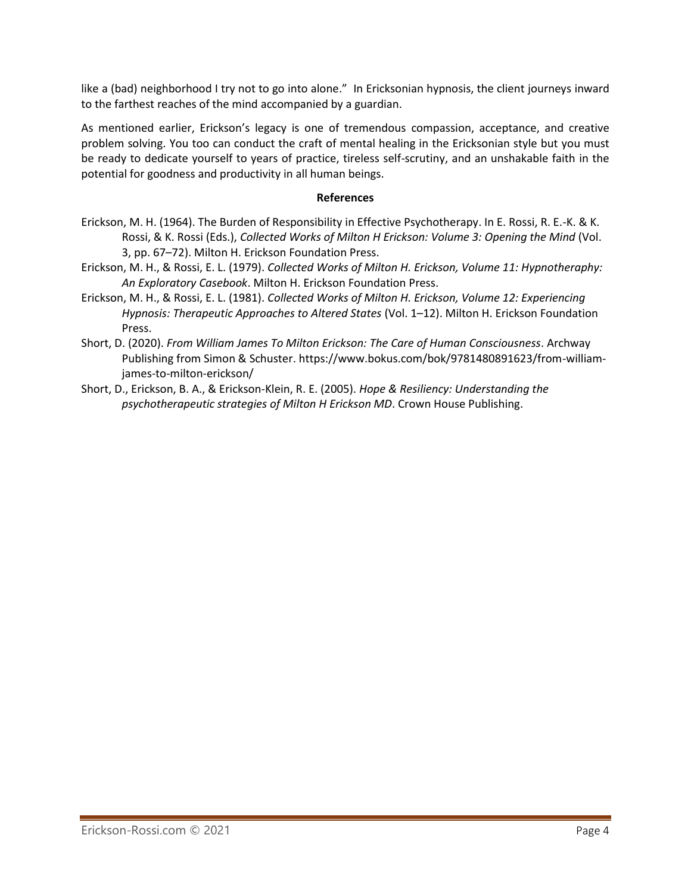like a (bad) neighborhood I try not to go into alone." In Ericksonian hypnosis, the client journeys inward to the farthest reaches of the mind accompanied by a guardian.

As mentioned earlier, Erickson's legacy is one of tremendous compassion, acceptance, and creative problem solving. You too can conduct the craft of mental healing in the Ericksonian style but you must be ready to dedicate yourself to years of practice, tireless self-scrutiny, and an unshakable faith in the potential for goodness and productivity in all human beings.

**References**

Erickson, M. H. (1964). The Burden of Responsibility in Effective Psychotherapy. In E. Rossi, R. E.-K. & K. Rossi, & K. Rossi (Eds.), *Collected Works of Milton H Erickson: Volume 3: Opening the Mind* (Vol. 3, pp. 67–72). Milton H. Erickson Foundation Press.

Erickson, M. H., & Rossi, E. L. (1979). *Collected Works of Milton H. Erickson, Volume 11: Hypnotheraphy: An Exploratory Casebook*. Milton H. Erickson Foundation Press.

Erickson, M. H., & Rossi, E. L. (1981). *Collected Works of Milton H. Erickson, Volume 12: Experiencing Hypnosis: Therapeutic Approaches to Altered States* (Vol. 1–12). Milton H. Erickson Foundation Press.

Short, D. (2020). *From William James To Milton Erickson: The Care of Human Consciousness*. Archway Publishing from Simon & Schuster. https://www.bokus.com/bok/9781480891623/from-william-james-to-milton-erickson/

Short, D., Erickson, B. A., & Erickson-Klein, R. E. (2005). *Hope & Resiliency: Understanding the psychotherapeutic strategies of Milton H Erickson MD*. Crown House Publishing.